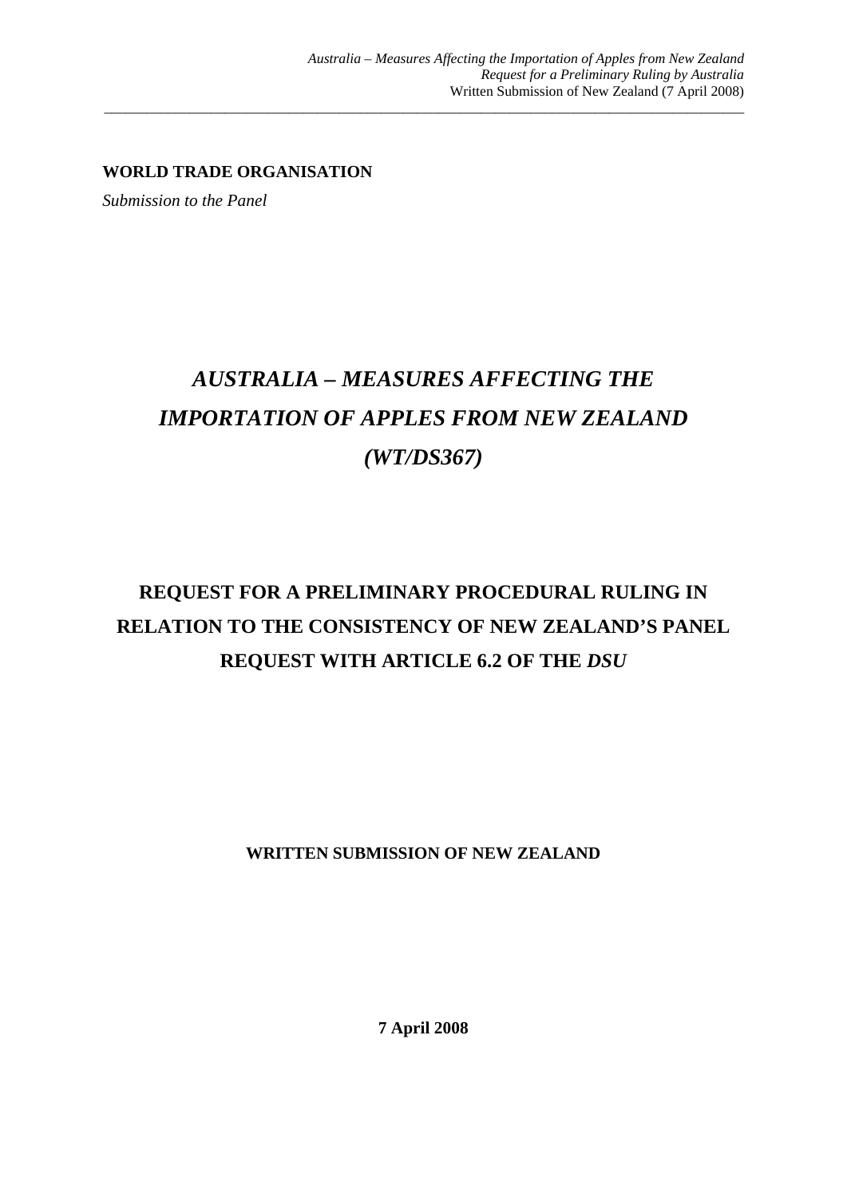**WORLD TRADE ORGANISATION**

*Submission to the Panel*

# *AUSTRALIA – MEASURES AFFECTING THE IMPORTATION OF APPLES FROM NEW ZEALAND (WT/DS367)*

## REQUEST FOR A PRELIMINARY PROCEDURAL RULING IN RELATION TO THE CONSISTENCY OF NEW ZEALAND'S PANEL REQUEST WITH ARTICLE 6.2 OF THE *DSU*

**WRITTEN SUBMISSION OF NEW ZEALAND**

**7 April 2008**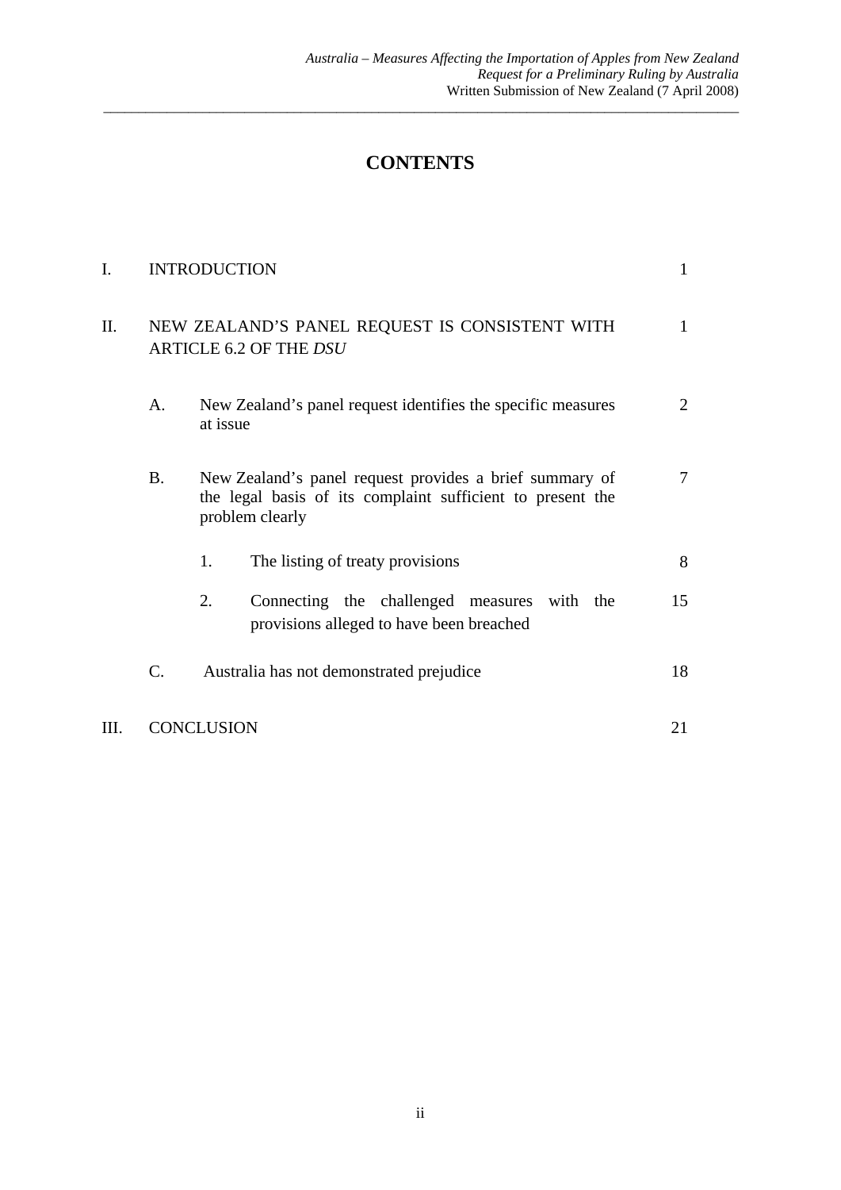# CONTENTS

| | | | |
|---|---|---|---|
| I. | INTRODUCTION | | 1 |
| II. | NEW ZEALAND'S PANEL REQUEST IS CONSISTENT WITH ARTICLE 6.2 OF THE *DSU* | | 1 |
| | A. | New Zealand's panel request identifies the specific measures at issue | 2 |
| | B. | New Zealand's panel request provides a brief summary of the legal basis of its complaint sufficient to present the problem clearly | 7 |
| | | 1. The listing of treaty provisions | 8 |
| | | 2. Connecting the challenged measures with the provisions alleged to have been breached | 15 |
| | C. | Australia has not demonstrated prejudice | 18 |
| III. | CONCLUSION | | 21 |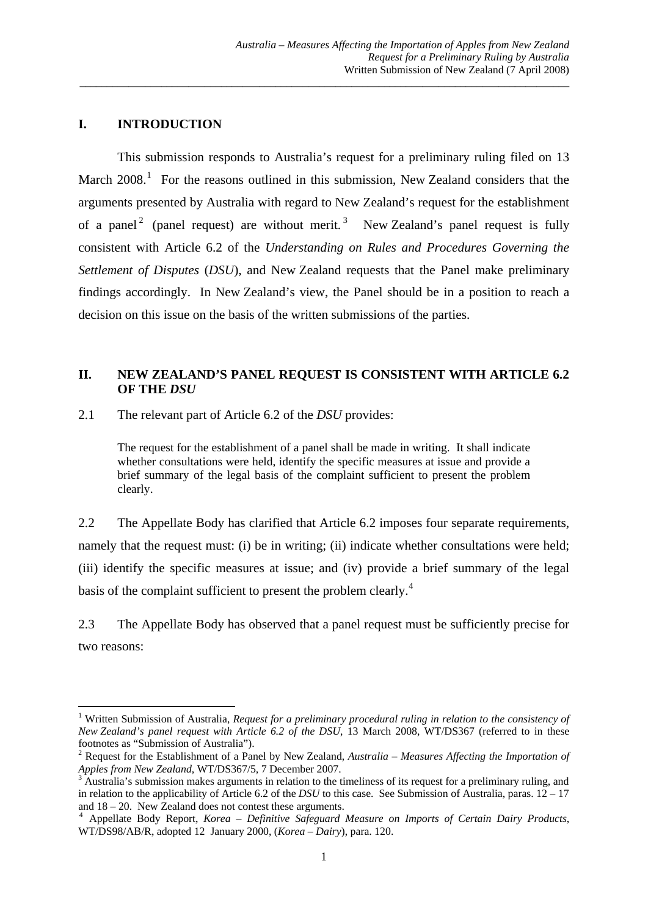## I. INTRODUCTION

This submission responds to Australia's request for a preliminary ruling filed on 13 March 2008.[1] For the reasons outlined in this submission, New Zealand considers that the arguments presented by Australia with regard to New Zealand's request for the establishment of a panel[2] (panel request) are without merit.[3] New Zealand's panel request is fully consistent with Article 6.2 of the *Understanding on Rules and Procedures Governing the Settlement of Disputes* (*DSU*), and New Zealand requests that the Panel make preliminary findings accordingly. In New Zealand's view, the Panel should be in a position to reach a decision on this issue on the basis of the written submissions of the parties.

## II. NEW ZEALAND'S PANEL REQUEST IS CONSISTENT WITH ARTICLE 6.2 OF THE *DSU*

2.1 The relevant part of Article 6.2 of the *DSU* provides:

> The request for the establishment of a panel shall be made in writing. It shall indicate whether consultations were held, identify the specific measures at issue and provide a brief summary of the legal basis of the complaint sufficient to present the problem clearly.

2.2 The Appellate Body has clarified that Article 6.2 imposes four separate requirements, namely that the request must: (i) be in writing; (ii) indicate whether consultations were held; (iii) identify the specific measures at issue; and (iv) provide a brief summary of the legal basis of the complaint sufficient to present the problem clearly.[4]

2.3 The Appellate Body has observed that a panel request must be sufficiently precise for two reasons:

---

[1] Written Submission of Australia, *Request for a preliminary procedural ruling in relation to the consistency of New Zealand's panel request with Article 6.2 of the DSU*, 13 March 2008, WT/DS367 (referred to in these footnotes as "Submission of Australia").

[2] Request for the Establishment of a Panel by New Zealand, *Australia – Measures Affecting the Importation of Apples from New Zealand*, WT/DS367/5, 7 December 2007.

[3] Australia's submission makes arguments in relation to the timeliness of its request for a preliminary ruling, and in relation to the applicability of Article 6.2 of the *DSU* to this case. See Submission of Australia, paras. 12 – 17 and 18 – 20. New Zealand does not contest these arguments.

[4] Appellate Body Report, *Korea – Definitive Safeguard Measure on Imports of Certain Dairy Products*, WT/DS98/AB/R, adopted 12 January 2000, (*Korea – Dairy*), para. 120.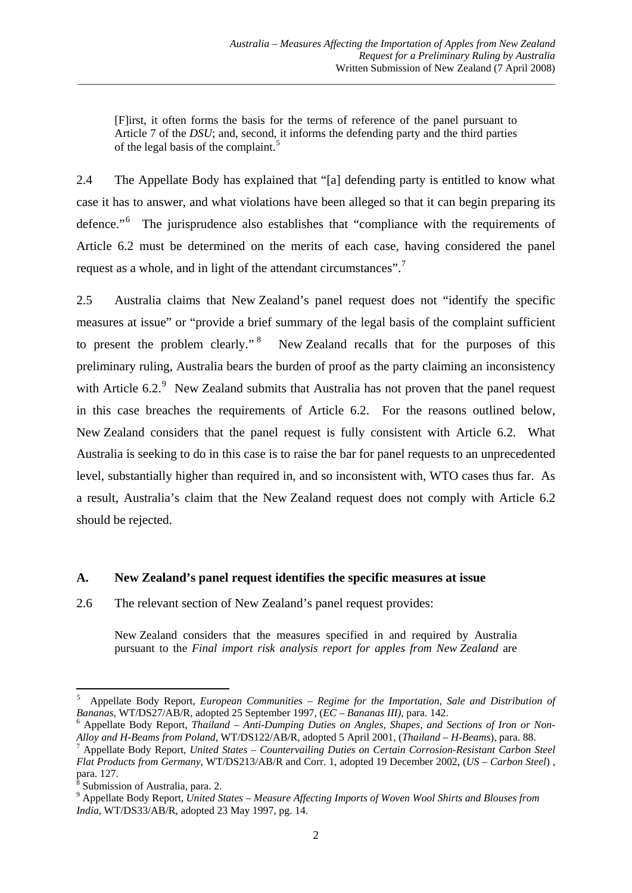> [F]irst, it often forms the basis for the terms of reference of the panel pursuant to Article 7 of the *DSU*; and, second, it informs the defending party and the third parties of the legal basis of the complaint.[5]

2.4 The Appellate Body has explained that "[a] defending party is entitled to know what case it has to answer, and what violations have been alleged so that it can begin preparing its defence."[6] The jurisprudence also establishes that "compliance with the requirements of Article 6.2 must be determined on the merits of each case, having considered the panel request as a whole, and in light of the attendant circumstances".[7]

2.5 Australia claims that New Zealand's panel request does not "identify the specific measures at issue" or "provide a brief summary of the legal basis of the complaint sufficient to present the problem clearly."[8] New Zealand recalls that for the purposes of this preliminary ruling, Australia bears the burden of proof as the party claiming an inconsistency with Article 6.2.[9] New Zealand submits that Australia has not proven that the panel request in this case breaches the requirements of Article 6.2. For the reasons outlined below, New Zealand considers that the panel request is fully consistent with Article 6.2. What Australia is seeking to do in this case is to raise the bar for panel requests to an unprecedented level, substantially higher than required in, and so inconsistent with, WTO cases thus far. As a result, Australia's claim that the New Zealand request does not comply with Article 6.2 should be rejected.

### A. New Zealand's panel request identifies the specific measures at issue

2.6 The relevant section of New Zealand's panel request provides:

> New Zealand considers that the measures specified in and required by Australia pursuant to the *Final import risk analysis report for apples from New Zealand* are

---

[5] Appellate Body Report, *European Communities – Regime for the Importation, Sale and Distribution of Bananas*, WT/DS27/AB/R, adopted 25 September 1997, (*EC – Bananas III)*, para. 142.

[6] Appellate Body Report, *Thailand – Anti-Dumping Duties on Angles, Shapes, and Sections of Iron or Non-Alloy and H-Beams from Poland*, WT/DS122/AB/R, adopted 5 April 2001, (*Thailand – H-Beams*), para. 88.

[7] Appellate Body Report, *United States – Countervailing Duties on Certain Corrosion-Resistant Carbon Steel Flat Products from Germany*, WT/DS213/AB/R and Corr. 1, adopted 19 December 2002, (*US – Carbon Steel*) , para. 127.

[8] Submission of Australia, para. 2.

[9] Appellate Body Report, *United States – Measure Affecting Imports of Woven Wool Shirts and Blouses from India*, WT/DS33/AB/R, adopted 23 May 1997, pg. 14.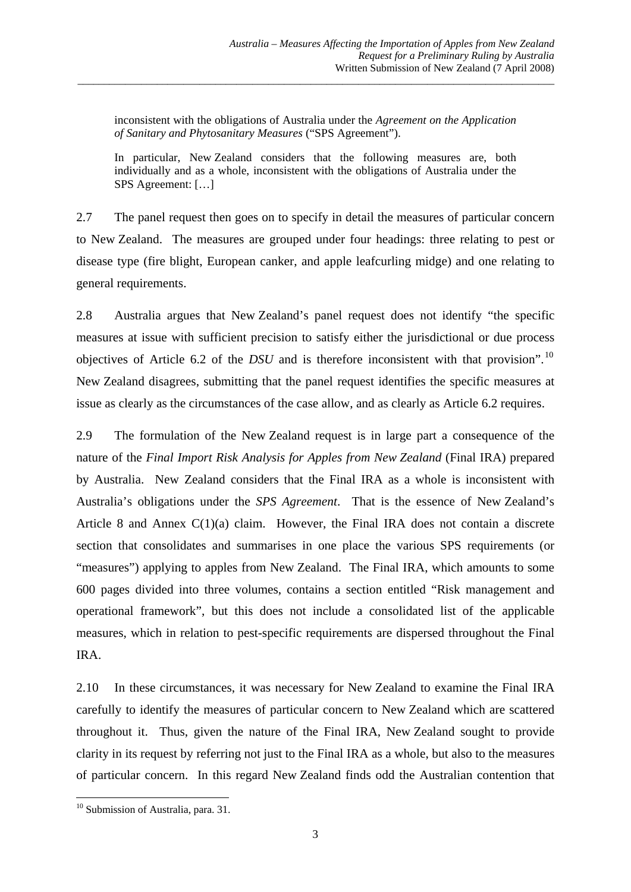> inconsistent with the obligations of Australia under the *Agreement on the Application of Sanitary and Phytosanitary Measures* ("SPS Agreement").
>
> In particular, New Zealand considers that the following measures are, both individually and as a whole, inconsistent with the obligations of Australia under the SPS Agreement: […]

2.7 The panel request then goes on to specify in detail the measures of particular concern to New Zealand. The measures are grouped under four headings: three relating to pest or disease type (fire blight, European canker, and apple leafcurling midge) and one relating to general requirements.

2.8 Australia argues that New Zealand's panel request does not identify "the specific measures at issue with sufficient precision to satisfy either the jurisdictional or due process objectives of Article 6.2 of the *DSU* and is therefore inconsistent with that provision".[10] New Zealand disagrees, submitting that the panel request identifies the specific measures at issue as clearly as the circumstances of the case allow, and as clearly as Article 6.2 requires.

2.9 The formulation of the New Zealand request is in large part a consequence of the nature of the *Final Import Risk Analysis for Apples from New Zealand* (Final IRA) prepared by Australia. New Zealand considers that the Final IRA as a whole is inconsistent with Australia's obligations under the *SPS Agreement*. That is the essence of New Zealand's Article 8 and Annex C(1)(a) claim. However, the Final IRA does not contain a discrete section that consolidates and summarises in one place the various SPS requirements (or "measures") applying to apples from New Zealand. The Final IRA, which amounts to some 600 pages divided into three volumes, contains a section entitled "Risk management and operational framework", but this does not include a consolidated list of the applicable measures, which in relation to pest-specific requirements are dispersed throughout the Final IRA.

2.10 In these circumstances, it was necessary for New Zealand to examine the Final IRA carefully to identify the measures of particular concern to New Zealand which are scattered throughout it. Thus, given the nature of the Final IRA, New Zealand sought to provide clarity in its request by referring not just to the Final IRA as a whole, but also to the measures of particular concern. In this regard New Zealand finds odd the Australian contention that

[10] Submission of Australia, para. 31.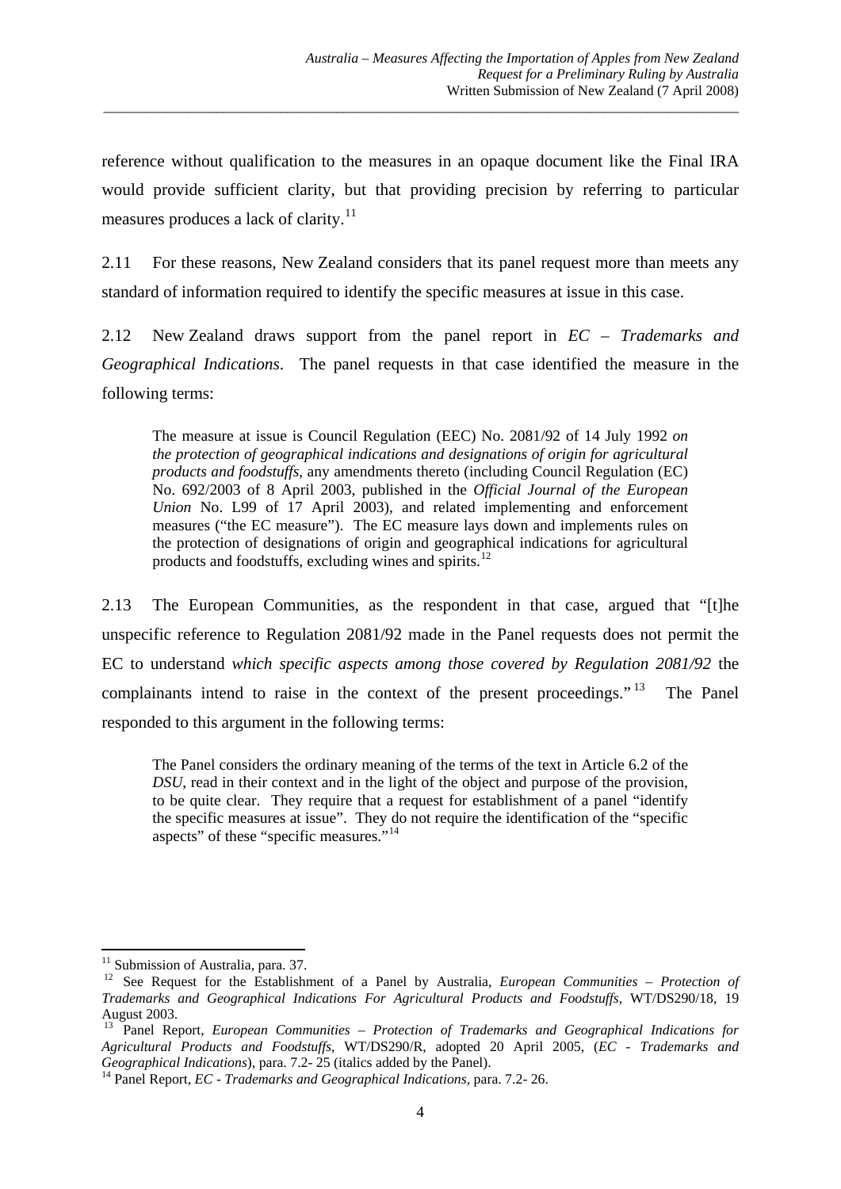reference without qualification to the measures in an opaque document like the Final IRA would provide sufficient clarity, but that providing precision by referring to particular measures produces a lack of clarity.[11]

2.11 For these reasons, New Zealand considers that its panel request more than meets any standard of information required to identify the specific measures at issue in this case.

2.12 New Zealand draws support from the panel report in *EC – Trademarks and Geographical Indications*. The panel requests in that case identified the measure in the following terms:

> The measure at issue is Council Regulation (EEC) No. 2081/92 of 14 July 1992 *on the protection of geographical indications and designations of origin for agricultural products and foodstuffs*, any amendments thereto (including Council Regulation (EC) No. 692/2003 of 8 April 2003, published in the *Official Journal of the European Union* No. L99 of 17 April 2003), and related implementing and enforcement measures ("the EC measure"). The EC measure lays down and implements rules on the protection of designations of origin and geographical indications for agricultural products and foodstuffs, excluding wines and spirits.[12]

2.13 The European Communities, as the respondent in that case, argued that "[t]he unspecific reference to Regulation 2081/92 made in the Panel requests does not permit the EC to understand *which specific aspects among those covered by Regulation 2081/92* the complainants intend to raise in the context of the present proceedings."[13] The Panel responded to this argument in the following terms:

> The Panel considers the ordinary meaning of the terms of the text in Article 6.2 of the *DSU*, read in their context and in the light of the object and purpose of the provision, to be quite clear. They require that a request for establishment of a panel "identify the specific measures at issue". They do not require the identification of the "specific aspects" of these "specific measures."[14]

---

[11] Submission of Australia, para. 37.

[12] See Request for the Establishment of a Panel by Australia, *European Communities – Protection of Trademarks and Geographical Indications For Agricultural Products and Foodstuffs*, WT/DS290/18, 19 August 2003.

[13] Panel Report, *European Communities – Protection of Trademarks and Geographical Indications for Agricultural Products and Foodstuffs*, WT/DS290/R, adopted 20 April 2005, (*EC - Trademarks and Geographical Indications*), para. 7.2- 25 (italics added by the Panel).

[14] Panel Report, *EC - Trademarks and Geographical Indications*, para. 7.2- 26.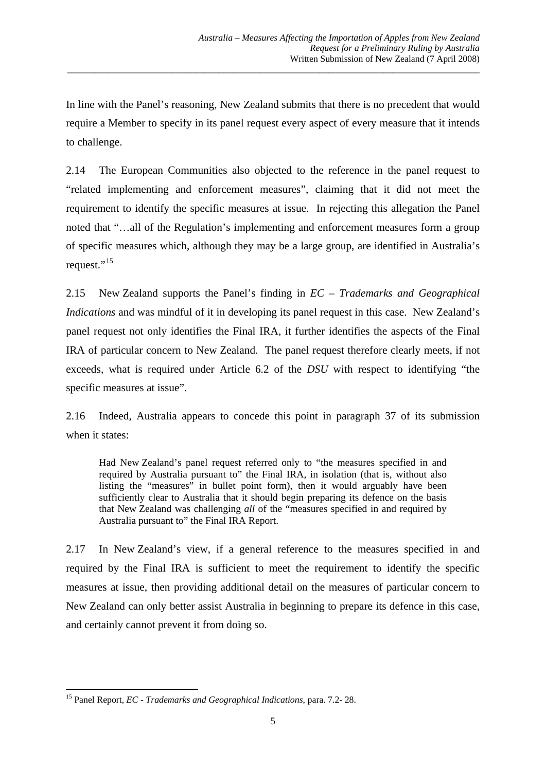In line with the Panel's reasoning, New Zealand submits that there is no precedent that would require a Member to specify in its panel request every aspect of every measure that it intends to challenge.

2.14 The European Communities also objected to the reference in the panel request to "related implementing and enforcement measures", claiming that it did not meet the requirement to identify the specific measures at issue. In rejecting this allegation the Panel noted that "…all of the Regulation's implementing and enforcement measures form a group of specific measures which, although they may be a large group, are identified in Australia's request."[15]

2.15 New Zealand supports the Panel's finding in *EC – Trademarks and Geographical Indications* and was mindful of it in developing its panel request in this case. New Zealand's panel request not only identifies the Final IRA, it further identifies the aspects of the Final IRA of particular concern to New Zealand. The panel request therefore clearly meets, if not exceeds, what is required under Article 6.2 of the *DSU* with respect to identifying "the specific measures at issue".

2.16 Indeed, Australia appears to concede this point in paragraph 37 of its submission when it states:

> Had New Zealand's panel request referred only to "the measures specified in and required by Australia pursuant to" the Final IRA, in isolation (that is, without also listing the "measures" in bullet point form), then it would arguably have been sufficiently clear to Australia that it should begin preparing its defence on the basis that New Zealand was challenging *all* of the "measures specified in and required by Australia pursuant to" the Final IRA Report.

2.17 In New Zealand's view, if a general reference to the measures specified in and required by the Final IRA is sufficient to meet the requirement to identify the specific measures at issue, then providing additional detail on the measures of particular concern to New Zealand can only better assist Australia in beginning to prepare its defence in this case, and certainly cannot prevent it from doing so.

---

[15] Panel Report, *EC - Trademarks and Geographical Indications*, para. 7.2- 28.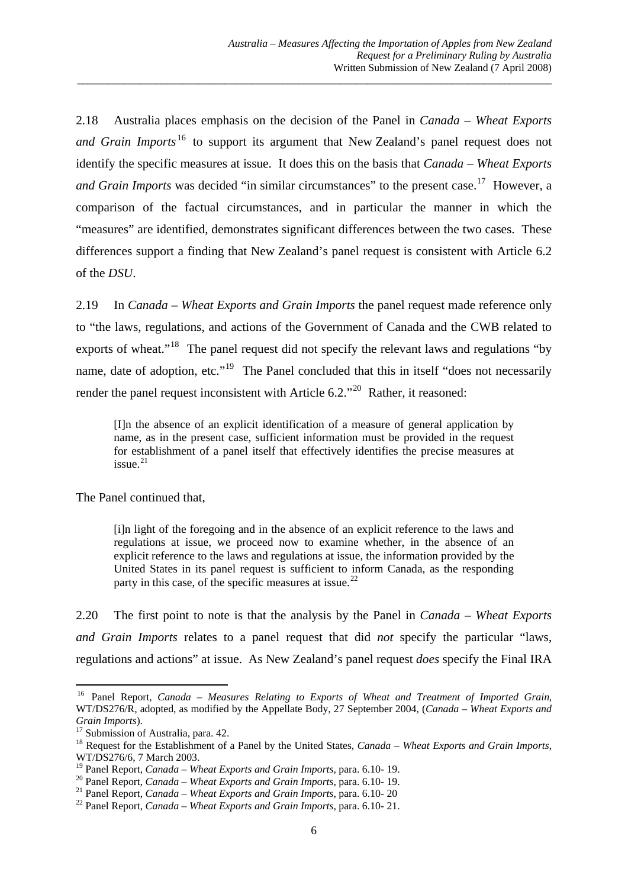2.18 Australia places emphasis on the decision of the Panel in *Canada – Wheat Exports and Grain Imports*[16] to support its argument that New Zealand's panel request does not identify the specific measures at issue. It does this on the basis that *Canada – Wheat Exports and Grain Imports* was decided "in similar circumstances" to the present case.[17] However, a comparison of the factual circumstances, and in particular the manner in which the "measures" are identified, demonstrates significant differences between the two cases. These differences support a finding that New Zealand's panel request is consistent with Article 6.2 of the *DSU*.

2.19 In *Canada – Wheat Exports and Grain Imports* the panel request made reference only to "the laws, regulations, and actions of the Government of Canada and the CWB related to exports of wheat."[18] The panel request did not specify the relevant laws and regulations "by name, date of adoption, etc."[19] The Panel concluded that this in itself "does not necessarily render the panel request inconsistent with Article 6.2."[20] Rather, it reasoned:

> [I]n the absence of an explicit identification of a measure of general application by name, as in the present case, sufficient information must be provided in the request for establishment of a panel itself that effectively identifies the precise measures at issue.[21]

The Panel continued that,

> [i]n light of the foregoing and in the absence of an explicit reference to the laws and regulations at issue, we proceed now to examine whether, in the absence of an explicit reference to the laws and regulations at issue, the information provided by the United States in its panel request is sufficient to inform Canada, as the responding party in this case, of the specific measures at issue.[22]

2.20 The first point to note is that the analysis by the Panel in *Canada – Wheat Exports and Grain Imports* relates to a panel request that did *not* specify the particular "laws, regulations and actions" at issue. As New Zealand's panel request *does* specify the Final IRA

---

[16] Panel Report, *Canada – Measures Relating to Exports of Wheat and Treatment of Imported Grain*, WT/DS276/R, adopted, as modified by the Appellate Body, 27 September 2004, (*Canada – Wheat Exports and Grain Imports*).

[17] Submission of Australia, para. 42.

[18] Request for the Establishment of a Panel by the United States, *Canada – Wheat Exports and Grain Imports*, WT/DS276/6, 7 March 2003.

[19] Panel Report, *Canada – Wheat Exports and Grain Imports*, para. 6.10- 19.

[20] Panel Report, *Canada – Wheat Exports and Grain Imports*, para. 6.10- 19.

[21] Panel Report, *Canada – Wheat Exports and Grain Imports*, para. 6.10- 20

[22] Panel Report, *Canada – Wheat Exports and Grain Imports*, para. 6.10- 21.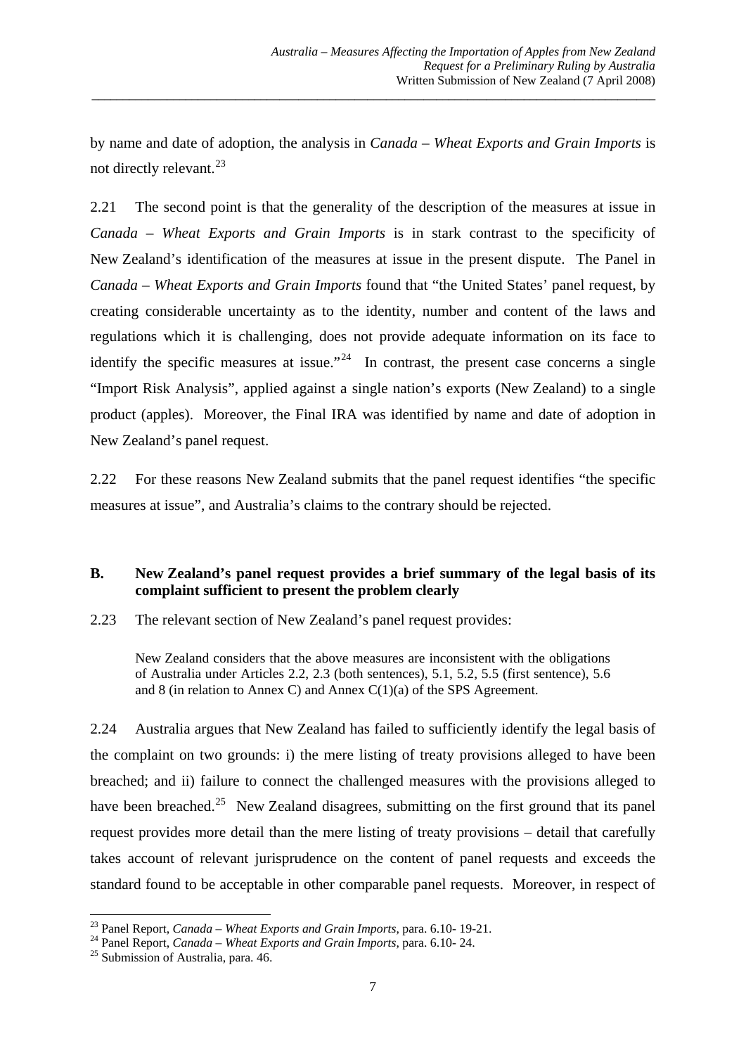by name and date of adoption, the analysis in *Canada – Wheat Exports and Grain Imports* is not directly relevant."[23]

2.21 The second point is that the generality of the description of the measures at issue in *Canada – Wheat Exports and Grain Imports* is in stark contrast to the specificity of New Zealand's identification of the measures at issue in the present dispute. The Panel in *Canada – Wheat Exports and Grain Imports* found that "the United States' panel request, by creating considerable uncertainty as to the identity, number and content of the laws and regulations which it is challenging, does not provide adequate information on its face to identify the specific measures at issue."[24] In contrast, the present case concerns a single "Import Risk Analysis", applied against a single nation's exports (New Zealand) to a single product (apples). Moreover, the Final IRA was identified by name and date of adoption in New Zealand's panel request.

2.22 For these reasons New Zealand submits that the panel request identifies "the specific measures at issue", and Australia's claims to the contrary should be rejected.

## B. New Zealand's panel request provides a brief summary of the legal basis of its complaint sufficient to present the problem clearly

2.23 The relevant section of New Zealand's panel request provides:

> New Zealand considers that the above measures are inconsistent with the obligations of Australia under Articles 2.2, 2.3 (both sentences), 5.1, 5.2, 5.5 (first sentence), 5.6 and 8 (in relation to Annex C) and Annex C(1)(a) of the SPS Agreement.

2.24 Australia argues that New Zealand has failed to sufficiently identify the legal basis of the complaint on two grounds: i) the mere listing of treaty provisions alleged to have been breached; and ii) failure to connect the challenged measures with the provisions alleged to have been breached.[25] New Zealand disagrees, submitting on the first ground that its panel request provides more detail than the mere listing of treaty provisions – detail that carefully takes account of relevant jurisprudence on the content of panel requests and exceeds the standard found to be acceptable in other comparable panel requests. Moreover, in respect of

---

[23] Panel Report, *Canada – Wheat Exports and Grain Imports*, para. 6.10- 19-21.

[24] Panel Report, *Canada – Wheat Exports and Grain Imports*, para. 6.10- 24.

[25] Submission of Australia, para. 46.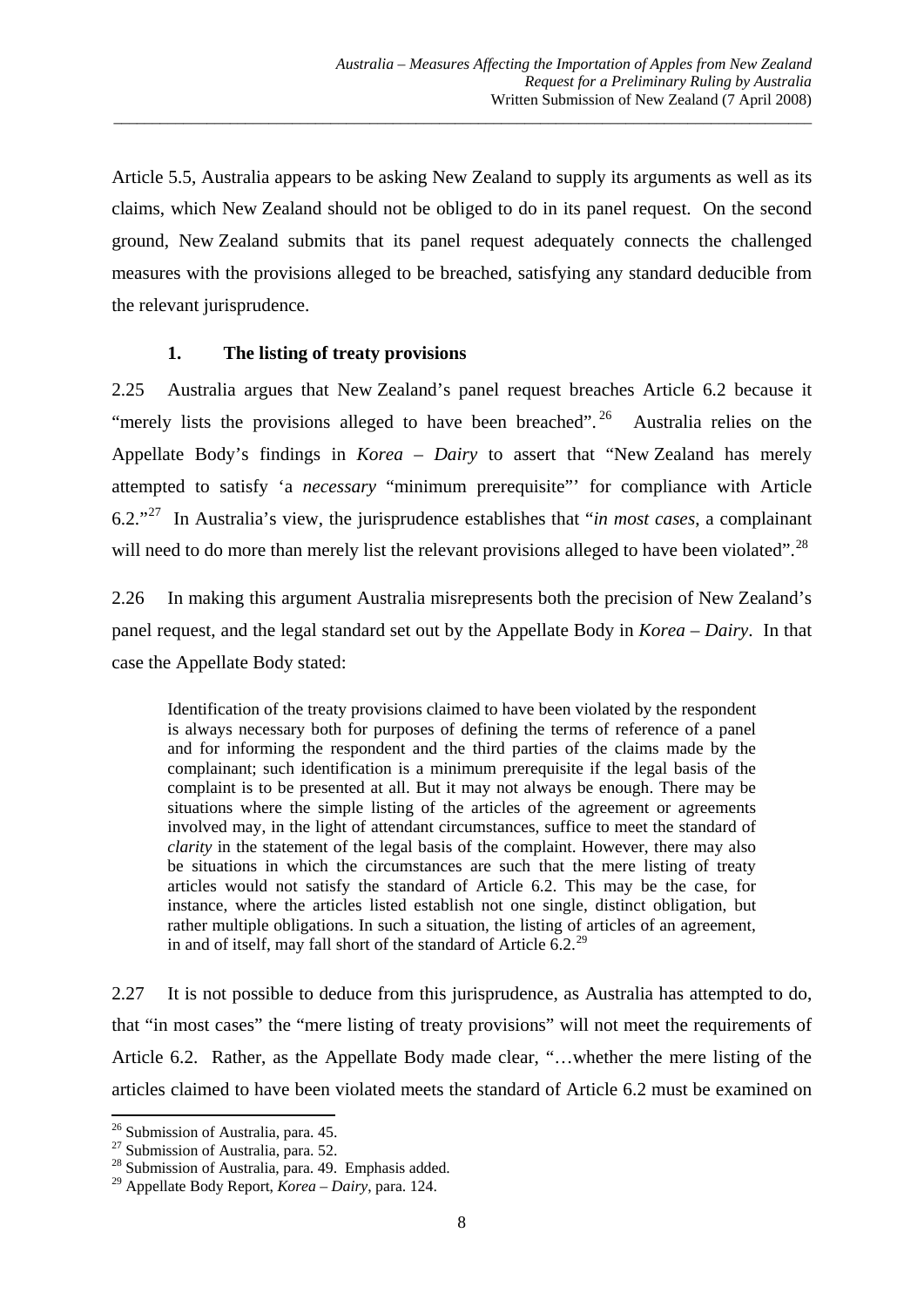Article 5.5, Australia appears to be asking New Zealand to supply its arguments as well as its claims, which New Zealand should not be obliged to do in its panel request. On the second ground, New Zealand submits that its panel request adequately connects the challenged measures with the provisions alleged to be breached, satisfying any standard deducible from the relevant jurisprudence.

### 1. The listing of treaty provisions

2.25 Australia argues that New Zealand's panel request breaches Article 6.2 because it "merely lists the provisions alleged to have been breached".[26] Australia relies on the Appellate Body's findings in *Korea – Dairy* to assert that "New Zealand has merely attempted to satisfy 'a *necessary* "minimum prerequisite"' for compliance with Article 6.2."[27] In Australia's view, the jurisprudence establishes that "*in most cases*, a complainant will need to do more than merely list the relevant provisions alleged to have been violated".[28]

2.26 In making this argument Australia misrepresents both the precision of New Zealand's panel request, and the legal standard set out by the Appellate Body in *Korea – Dairy*. In that case the Appellate Body stated:

> Identification of the treaty provisions claimed to have been violated by the respondent is always necessary both for purposes of defining the terms of reference of a panel and for informing the respondent and the third parties of the claims made by the complainant; such identification is a minimum prerequisite if the legal basis of the complaint is to be presented at all. But it may not always be enough. There may be situations where the simple listing of the articles of the agreement or agreements involved may, in the light of attendant circumstances, suffice to meet the standard of *clarity* in the statement of the legal basis of the complaint. However, there may also be situations in which the circumstances are such that the mere listing of treaty articles would not satisfy the standard of Article 6.2. This may be the case, for instance, where the articles listed establish not one single, distinct obligation, but rather multiple obligations. In such a situation, the listing of articles of an agreement, in and of itself, may fall short of the standard of Article 6.2.[29]

2.27 It is not possible to deduce from this jurisprudence, as Australia has attempted to do, that "in most cases" the "mere listing of treaty provisions" will not meet the requirements of Article 6.2. Rather, as the Appellate Body made clear, "…whether the mere listing of the articles claimed to have been violated meets the standard of Article 6.2 must be examined on

---

[26] Submission of Australia, para. 45.

[27] Submission of Australia, para. 52.

[28] Submission of Australia, para. 49. Emphasis added.

[29] Appellate Body Report, *Korea – Dairy*, para. 124.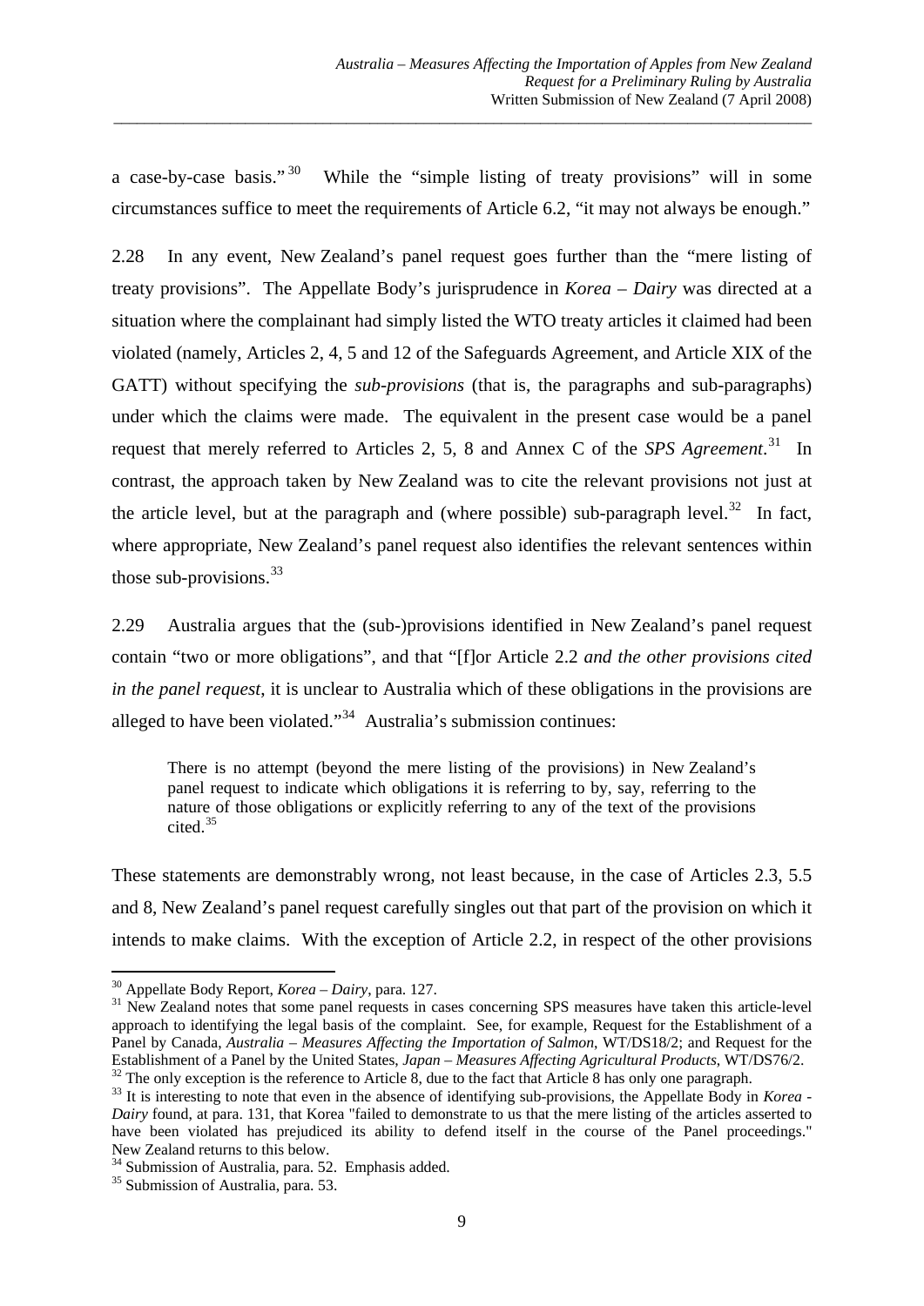a case-by-case basis."[30] While the "simple listing of treaty provisions" will in some circumstances suffice to meet the requirements of Article 6.2, "it may not always be enough."

2.28 In any event, New Zealand's panel request goes further than the "mere listing of treaty provisions". The Appellate Body's jurisprudence in *Korea – Dairy* was directed at a situation where the complainant had simply listed the WTO treaty articles it claimed had been violated (namely, Articles 2, 4, 5 and 12 of the Safeguards Agreement, and Article XIX of the GATT) without specifying the *sub-provisions* (that is, the paragraphs and sub-paragraphs) under which the claims were made. The equivalent in the present case would be a panel request that merely referred to Articles 2, 5, 8 and Annex C of the *SPS Agreement*.[31] In contrast, the approach taken by New Zealand was to cite the relevant provisions not just at the article level, but at the paragraph and (where possible) sub-paragraph level.[32] In fact, where appropriate, New Zealand's panel request also identifies the relevant sentences within those sub-provisions.[33]

2.29 Australia argues that the (sub-)provisions identified in New Zealand's panel request contain "two or more obligations", and that "[f]or Article 2.2 *and the other provisions cited in the panel request*, it is unclear to Australia which of these obligations in the provisions are alleged to have been violated."[34] Australia's submission continues:

> There is no attempt (beyond the mere listing of the provisions) in New Zealand's panel request to indicate which obligations it is referring to by, say, referring to the nature of those obligations or explicitly referring to any of the text of the provisions cited.[35]

These statements are demonstrably wrong, not least because, in the case of Articles 2.3, 5.5 and 8, New Zealand's panel request carefully singles out that part of the provision on which it intends to make claims. With the exception of Article 2.2, in respect of the other provisions

---

[30] Appellate Body Report, *Korea – Dairy*, para. 127.

[31] New Zealand notes that some panel requests in cases concerning SPS measures have taken this article-level approach to identifying the legal basis of the complaint. See, for example, Request for the Establishment of a Panel by Canada, *Australia – Measures Affecting the Importation of Salmon*, WT/DS18/2; and Request for the Establishment of a Panel by the United States, *Japan – Measures Affecting Agricultural Products*, WT/DS76/2.

[32] The only exception is the reference to Article 8, due to the fact that Article 8 has only one paragraph.

[33] It is interesting to note that even in the absence of identifying sub-provisions, the Appellate Body in *Korea - Dairy* found, at para. 131, that Korea "failed to demonstrate to us that the mere listing of the articles asserted to have been violated has prejudiced its ability to defend itself in the course of the Panel proceedings." New Zealand returns to this below.

[34] Submission of Australia, para. 52. Emphasis added.

[35] Submission of Australia, para. 53.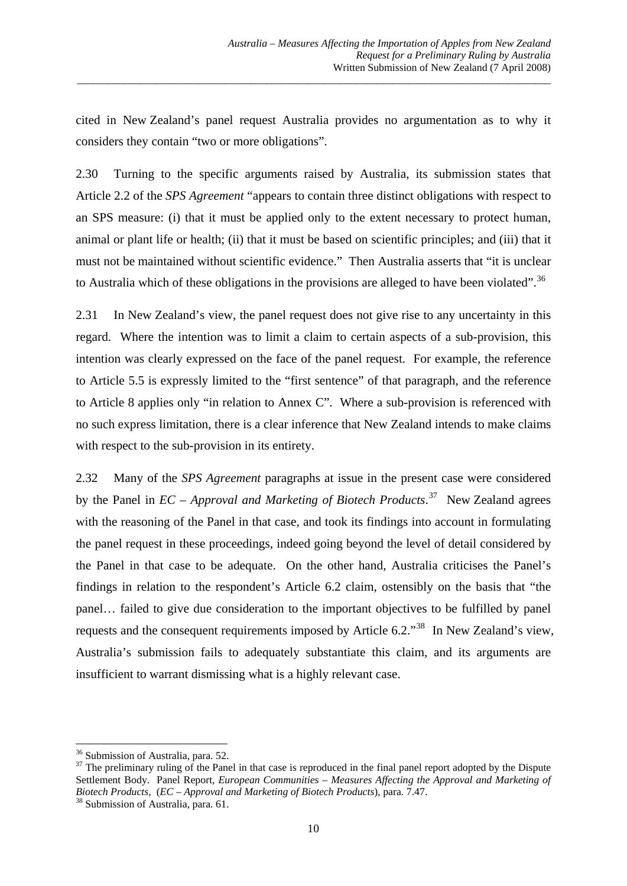cited in New Zealand's panel request Australia provides no argumentation as to why it considers they contain "two or more obligations".

2.30 Turning to the specific arguments raised by Australia, its submission states that Article 2.2 of the *SPS Agreement* "appears to contain three distinct obligations with respect to an SPS measure: (i) that it must be applied only to the extent necessary to protect human, animal or plant life or health; (ii) that it must be based on scientific principles; and (iii) that it must not be maintained without scientific evidence." Then Australia asserts that "it is unclear to Australia which of these obligations in the provisions are alleged to have been violated".[36]

2.31 In New Zealand's view, the panel request does not give rise to any uncertainty in this regard. Where the intention was to limit a claim to certain aspects of a sub-provision, this intention was clearly expressed on the face of the panel request. For example, the reference to Article 5.5 is expressly limited to the "first sentence" of that paragraph, and the reference to Article 8 applies only "in relation to Annex C". Where a sub-provision is referenced with no such express limitation, there is a clear inference that New Zealand intends to make claims with respect to the sub-provision in its entirety.

2.32 Many of the *SPS Agreement* paragraphs at issue in the present case were considered by the Panel in *EC – Approval and Marketing of Biotech Products*.[37] New Zealand agrees with the reasoning of the Panel in that case, and took its findings into account in formulating the panel request in these proceedings, indeed going beyond the level of detail considered by the Panel in that case to be adequate. On the other hand, Australia criticises the Panel's findings in relation to the respondent's Article 6.2 claim, ostensibly on the basis that "the panel… failed to give due consideration to the important objectives to be fulfilled by panel requests and the consequent requirements imposed by Article 6.2."[38] In New Zealand's view, Australia's submission fails to adequately substantiate this claim, and its arguments are insufficient to warrant dismissing what is a highly relevant case.

---

[36] Submission of Australia, para. 52.

[37] The preliminary ruling of the Panel in that case is reproduced in the final panel report adopted by the Dispute Settlement Body. Panel Report, *European Communities – Measures Affecting the Approval and Marketing of Biotech Products*, (*EC – Approval and Marketing of Biotech Products*), para. 7.47.

[38] Submission of Australia, para. 61.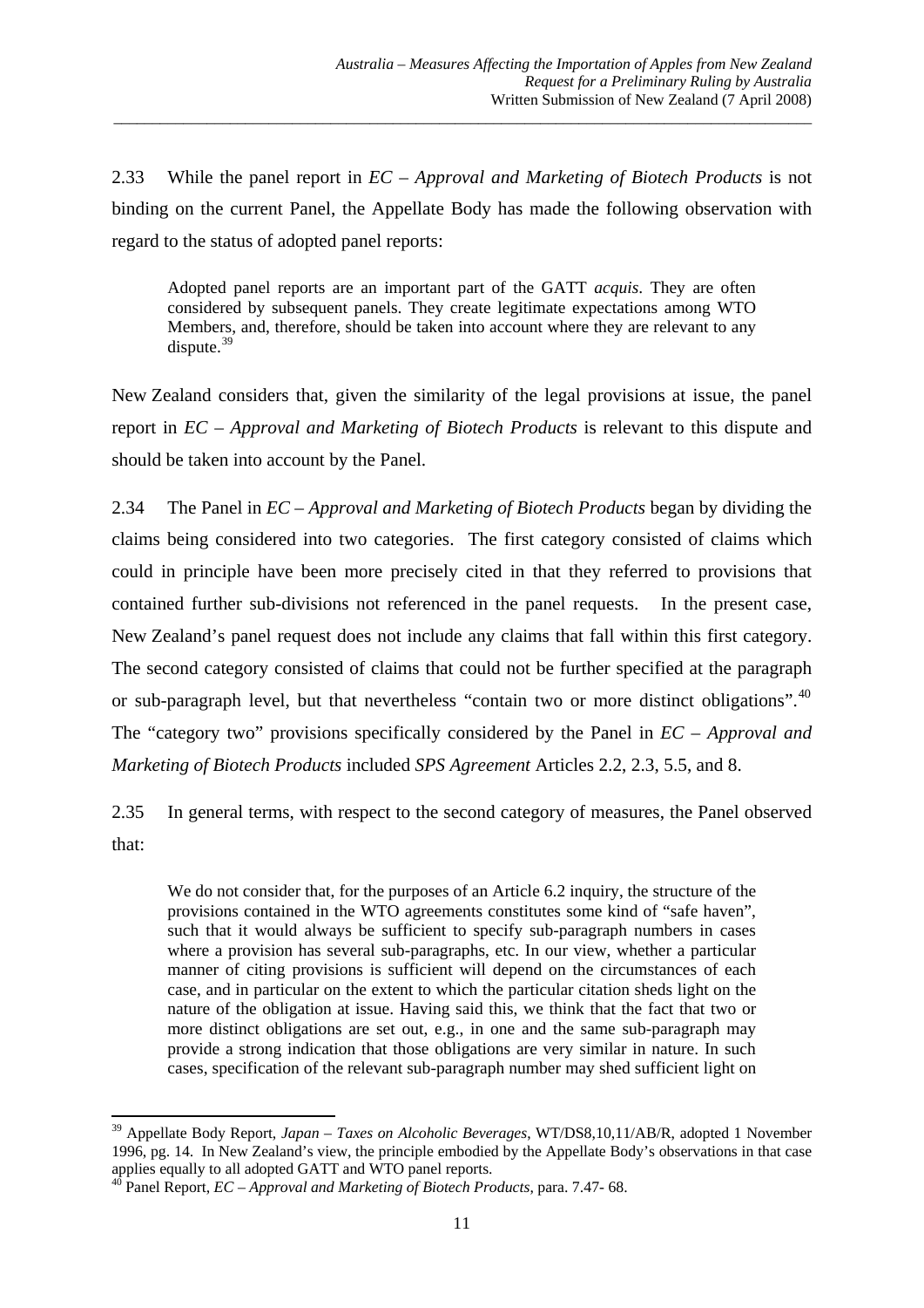2.33 While the panel report in *EC – Approval and Marketing of Biotech Products* is not binding on the current Panel, the Appellate Body has made the following observation with regard to the status of adopted panel reports:

> Adopted panel reports are an important part of the GATT *acquis*. They are often considered by subsequent panels. They create legitimate expectations among WTO Members, and, therefore, should be taken into account where they are relevant to any dispute.[39]

New Zealand considers that, given the similarity of the legal provisions at issue, the panel report in *EC – Approval and Marketing of Biotech Products* is relevant to this dispute and should be taken into account by the Panel.

2.34 The Panel in *EC – Approval and Marketing of Biotech Products* began by dividing the claims being considered into two categories. The first category consisted of claims which could in principle have been more precisely cited in that they referred to provisions that contained further sub-divisions not referenced in the panel requests. In the present case, New Zealand's panel request does not include any claims that fall within this first category. The second category consisted of claims that could not be further specified at the paragraph or sub-paragraph level, but that nevertheless "contain two or more distinct obligations".[40] The "category two" provisions specifically considered by the Panel in *EC – Approval and Marketing of Biotech Products* included *SPS Agreement* Articles 2.2, 2.3, 5.5, and 8.

2.35 In general terms, with respect to the second category of measures, the Panel observed that:

> We do not consider that, for the purposes of an Article 6.2 inquiry, the structure of the provisions contained in the WTO agreements constitutes some kind of "safe haven", such that it would always be sufficient to specify sub-paragraph numbers in cases where a provision has several sub-paragraphs, etc. In our view, whether a particular manner of citing provisions is sufficient will depend on the circumstances of each case, and in particular on the extent to which the particular citation sheds light on the nature of the obligation at issue. Having said this, we think that the fact that two or more distinct obligations are set out, e.g., in one and the same sub-paragraph may provide a strong indication that those obligations are very similar in nature. In such cases, specification of the relevant sub-paragraph number may shed sufficient light on

---

[39] Appellate Body Report, *Japan – Taxes on Alcoholic Beverages*, WT/DS8,10,11/AB/R, adopted 1 November 1996, pg. 14. In New Zealand's view, the principle embodied by the Appellate Body's observations in that case applies equally to all adopted GATT and WTO panel reports.

[40] Panel Report, *EC – Approval and Marketing of Biotech Products*, para. 7.47- 68.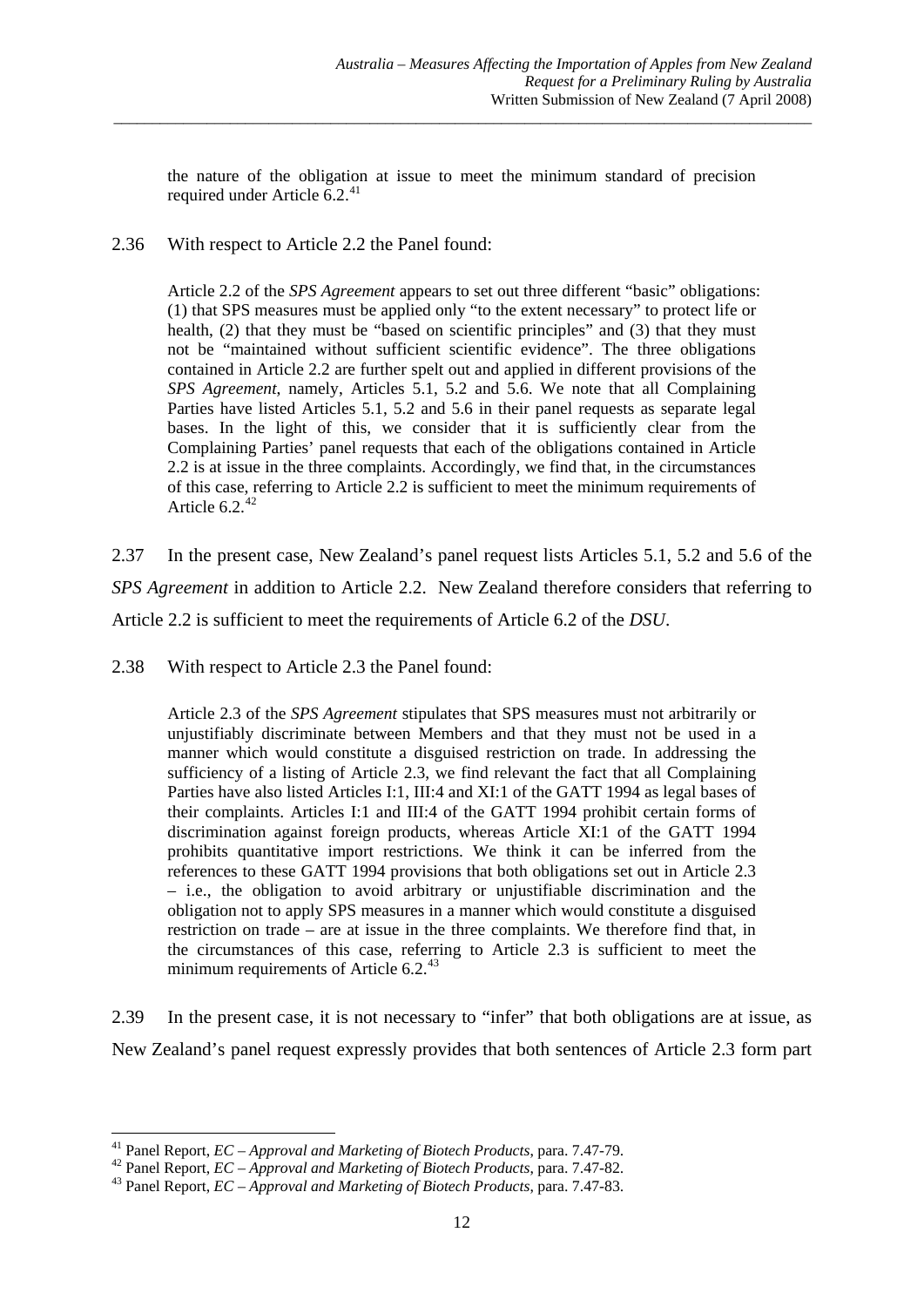the nature of the obligation at issue to meet the minimum standard of precision required under Article 6.2.[41]

2.36 With respect to Article 2.2 the Panel found:

> Article 2.2 of the *SPS Agreement* appears to set out three different "basic" obligations: (1) that SPS measures must be applied only "to the extent necessary" to protect life or health, (2) that they must be "based on scientific principles" and (3) that they must not be "maintained without sufficient scientific evidence". The three obligations contained in Article 2.2 are further spelt out and applied in different provisions of the *SPS Agreement*, namely, Articles 5.1, 5.2 and 5.6. We note that all Complaining Parties have listed Articles 5.1, 5.2 and 5.6 in their panel requests as separate legal bases. In the light of this, we consider that it is sufficiently clear from the Complaining Parties' panel requests that each of the obligations contained in Article 2.2 is at issue in the three complaints. Accordingly, we find that, in the circumstances of this case, referring to Article 2.2 is sufficient to meet the minimum requirements of Article 6.2.[42]

2.37 In the present case, New Zealand's panel request lists Articles 5.1, 5.2 and 5.6 of the *SPS Agreement* in addition to Article 2.2. New Zealand therefore considers that referring to Article 2.2 is sufficient to meet the requirements of Article 6.2 of the *DSU*.

2.38 With respect to Article 2.3 the Panel found:

> Article 2.3 of the *SPS Agreement* stipulates that SPS measures must not arbitrarily or unjustifiably discriminate between Members and that they must not be used in a manner which would constitute a disguised restriction on trade. In addressing the sufficiency of a listing of Article 2.3, we find relevant the fact that all Complaining Parties have also listed Articles I:1, III:4 and XI:1 of the GATT 1994 as legal bases of their complaints. Articles I:1 and III:4 of the GATT 1994 prohibit certain forms of discrimination against foreign products, whereas Article XI:1 of the GATT 1994 prohibits quantitative import restrictions. We think it can be inferred from the references to these GATT 1994 provisions that both obligations set out in Article 2.3 – i.e., the obligation to avoid arbitrary or unjustifiable discrimination and the obligation not to apply SPS measures in a manner which would constitute a disguised restriction on trade – are at issue in the three complaints. We therefore find that, in the circumstances of this case, referring to Article 2.3 is sufficient to meet the minimum requirements of Article 6.2.[43]

2.39 In the present case, it is not necessary to "infer" that both obligations are at issue, as New Zealand's panel request expressly provides that both sentences of Article 2.3 form part

---

[41] Panel Report, *EC – Approval and Marketing of Biotech Products*, para. 7.47-79.

[42] Panel Report, *EC – Approval and Marketing of Biotech Products*, para. 7.47-82.

[43] Panel Report, *EC – Approval and Marketing of Biotech Products*, para. 7.47-83.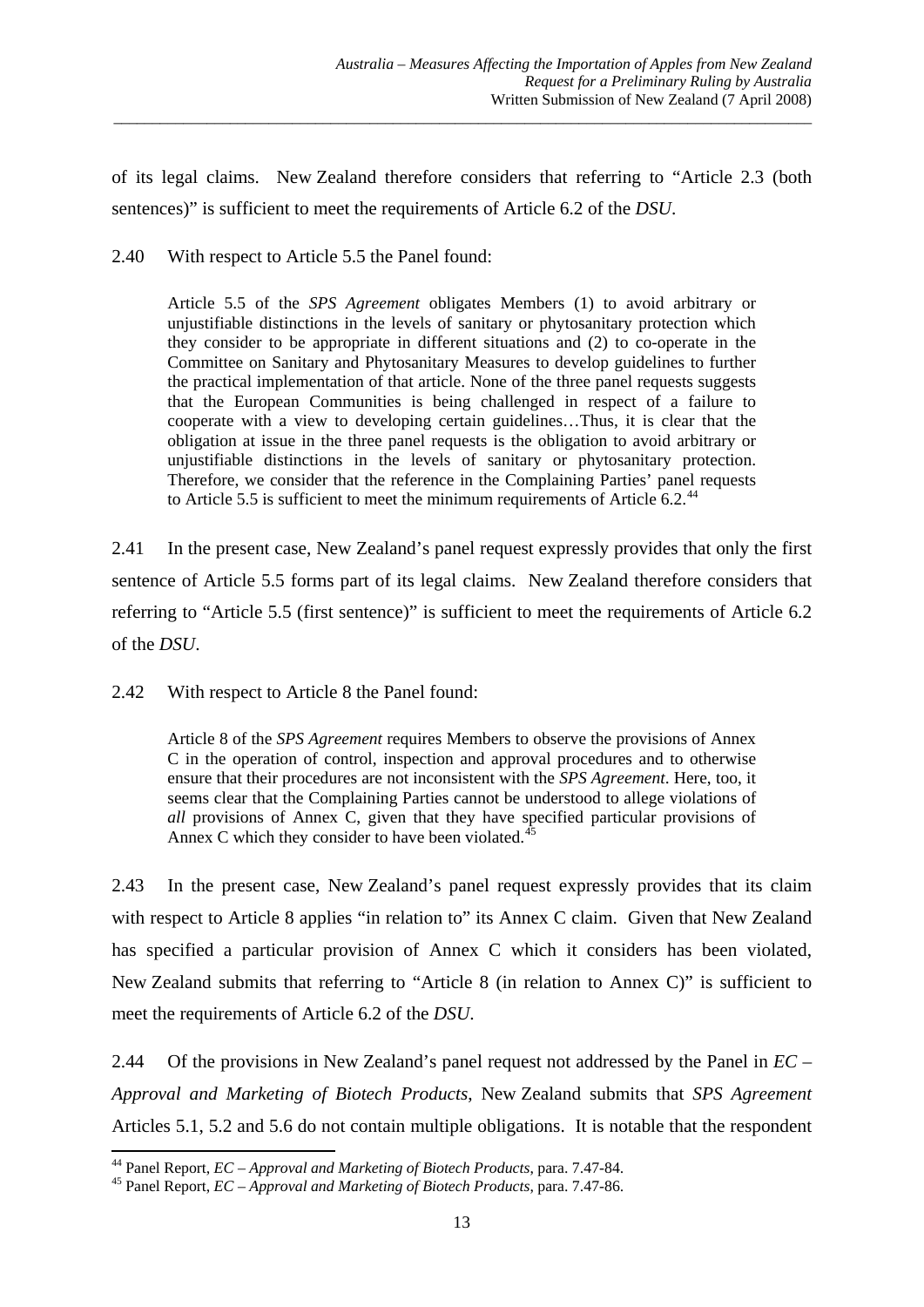of its legal claims. New Zealand therefore considers that referring to "Article 2.3 (both sentences)" is sufficient to meet the requirements of Article 6.2 of the *DSU*.

2.40 With respect to Article 5.5 the Panel found:

> Article 5.5 of the *SPS Agreement* obligates Members (1) to avoid arbitrary or unjustifiable distinctions in the levels of sanitary or phytosanitary protection which they consider to be appropriate in different situations and (2) to co-operate in the Committee on Sanitary and Phytosanitary Measures to develop guidelines to further the practical implementation of that article. None of the three panel requests suggests that the European Communities is being challenged in respect of a failure to cooperate with a view to developing certain guidelines…Thus, it is clear that the obligation at issue in the three panel requests is the obligation to avoid arbitrary or unjustifiable distinctions in the levels of sanitary or phytosanitary protection. Therefore, we consider that the reference in the Complaining Parties' panel requests to Article 5.5 is sufficient to meet the minimum requirements of Article 6.2.[44]

2.41 In the present case, New Zealand's panel request expressly provides that only the first sentence of Article 5.5 forms part of its legal claims. New Zealand therefore considers that referring to "Article 5.5 (first sentence)" is sufficient to meet the requirements of Article 6.2 of the *DSU*.

2.42 With respect to Article 8 the Panel found:

> Article 8 of the *SPS Agreement* requires Members to observe the provisions of Annex C in the operation of control, inspection and approval procedures and to otherwise ensure that their procedures are not inconsistent with the *SPS Agreement*. Here, too, it seems clear that the Complaining Parties cannot be understood to allege violations of *all* provisions of Annex C, given that they have specified particular provisions of Annex C which they consider to have been violated.[45]

2.43 In the present case, New Zealand's panel request expressly provides that its claim with respect to Article 8 applies "in relation to" its Annex C claim. Given that New Zealand has specified a particular provision of Annex C which it considers has been violated, New Zealand submits that referring to "Article 8 (in relation to Annex C)" is sufficient to meet the requirements of Article 6.2 of the *DSU*.

2.44 Of the provisions in New Zealand's panel request not addressed by the Panel in *EC – Approval and Marketing of Biotech Products*, New Zealand submits that *SPS Agreement* Articles 5.1, 5.2 and 5.6 do not contain multiple obligations. It is notable that the respondent

---

[44] Panel Report, *EC – Approval and Marketing of Biotech Products*, para. 7.47-84.

[45] Panel Report, *EC – Approval and Marketing of Biotech Products*, para. 7.47-86.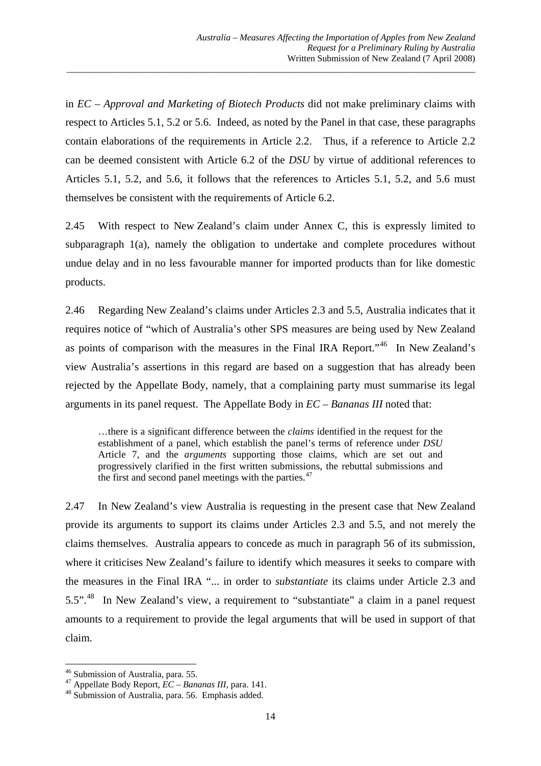in *EC – Approval and Marketing of Biotech Products* did not make preliminary claims with respect to Articles 5.1, 5.2 or 5.6. Indeed, as noted by the Panel in that case, these paragraphs contain elaborations of the requirements in Article 2.2. Thus, if a reference to Article 2.2 can be deemed consistent with Article 6.2 of the *DSU* by virtue of additional references to Articles 5.1, 5.2, and 5.6, it follows that the references to Articles 5.1, 5.2, and 5.6 must themselves be consistent with the requirements of Article 6.2.

2.45 With respect to New Zealand's claim under Annex C, this is expressly limited to subparagraph 1(a), namely the obligation to undertake and complete procedures without undue delay and in no less favourable manner for imported products than for like domestic products.

2.46 Regarding New Zealand's claims under Articles 2.3 and 5.5, Australia indicates that it requires notice of "which of Australia's other SPS measures are being used by New Zealand as points of comparison with the measures in the Final IRA Report."[46] In New Zealand's view Australia's assertions in this regard are based on a suggestion that has already been rejected by the Appellate Body, namely, that a complaining party must summarise its legal arguments in its panel request. The Appellate Body in *EC – Bananas III* noted that:

> …there is a significant difference between the *claims* identified in the request for the establishment of a panel, which establish the panel's terms of reference under *DSU* Article 7, and the *arguments* supporting those claims, which are set out and progressively clarified in the first written submissions, the rebuttal submissions and the first and second panel meetings with the parties.[47]

2.47 In New Zealand's view Australia is requesting in the present case that New Zealand provide its arguments to support its claims under Articles 2.3 and 5.5, and not merely the claims themselves. Australia appears to concede as much in paragraph 56 of its submission, where it criticises New Zealand's failure to identify which measures it seeks to compare with the measures in the Final IRA "... in order to *substantiate* its claims under Article 2.3 and 5.5".[48] In New Zealand's view, a requirement to "substantiate" a claim in a panel request amounts to a requirement to provide the legal arguments that will be used in support of that claim.

---

[46] Submission of Australia, para. 55.

[47] Appellate Body Report, *EC – Bananas III*, para. 141.

[48] Submission of Australia, para. 56. Emphasis added.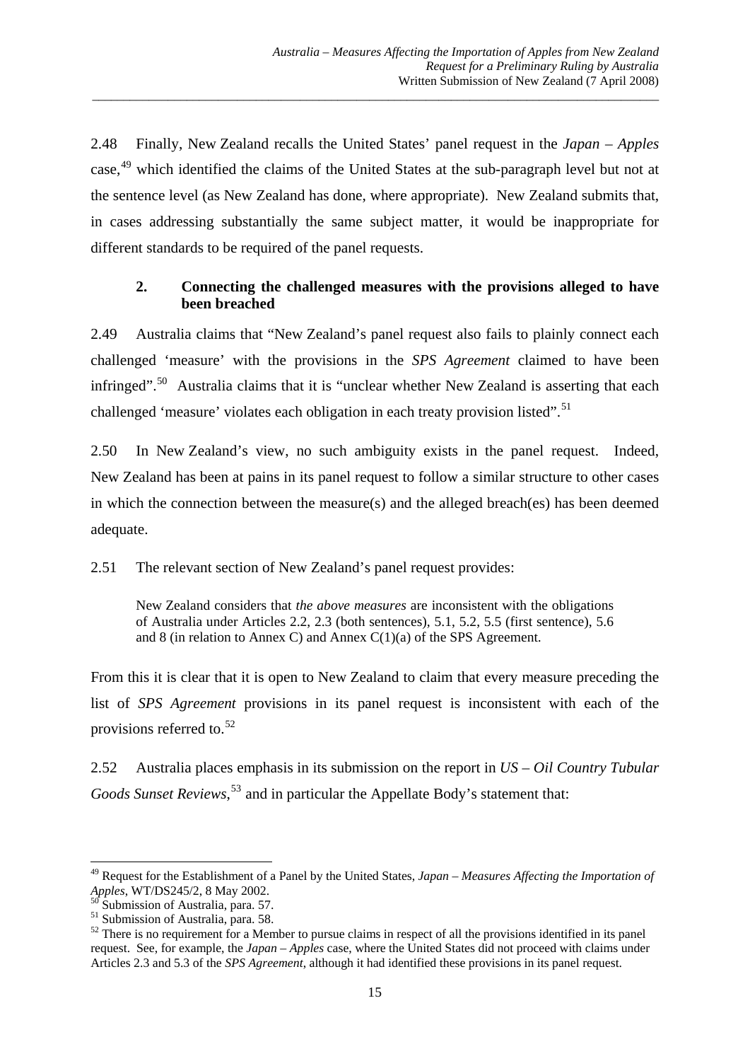2.48 Finally, New Zealand recalls the United States' panel request in the *Japan – Apples* case,[49] which identified the claims of the United States at the sub-paragraph level but not at the sentence level (as New Zealand has done, where appropriate). New Zealand submits that, in cases addressing substantially the same subject matter, it would be inappropriate for different standards to be required of the panel requests.

### 2. Connecting the challenged measures with the provisions alleged to have been breached

2.49 Australia claims that "New Zealand's panel request also fails to plainly connect each challenged 'measure' with the provisions in the *SPS Agreement* claimed to have been infringed".[50] Australia claims that it is "unclear whether New Zealand is asserting that each challenged 'measure' violates each obligation in each treaty provision listed".[51]

2.50 In New Zealand's view, no such ambiguity exists in the panel request. Indeed, New Zealand has been at pains in its panel request to follow a similar structure to other cases in which the connection between the measure(s) and the alleged breach(es) has been deemed adequate.

2.51 The relevant section of New Zealand's panel request provides:

> New Zealand considers that *the above measures* are inconsistent with the obligations of Australia under Articles 2.2, 2.3 (both sentences), 5.1, 5.2, 5.5 (first sentence), 5.6 and 8 (in relation to Annex C) and Annex C(1)(a) of the SPS Agreement.

From this it is clear that it is open to New Zealand to claim that every measure preceding the list of *SPS Agreement* provisions in its panel request is inconsistent with each of the provisions referred to.[52]

2.52 Australia places emphasis in its submission on the report in *US – Oil Country Tubular Goods Sunset Reviews*,[53] and in particular the Appellate Body's statement that:

---

[49] Request for the Establishment of a Panel by the United States, *Japan – Measures Affecting the Importation of Apples*, WT/DS245/2, 8 May 2002.

[50] Submission of Australia, para. 57.

[51] Submission of Australia, para. 58.

[52] There is no requirement for a Member to pursue claims in respect of all the provisions identified in its panel request. See, for example, the *Japan – Apples* case, where the United States did not proceed with claims under Articles 2.3 and 5.3 of the *SPS Agreement*, although it had identified these provisions in its panel request.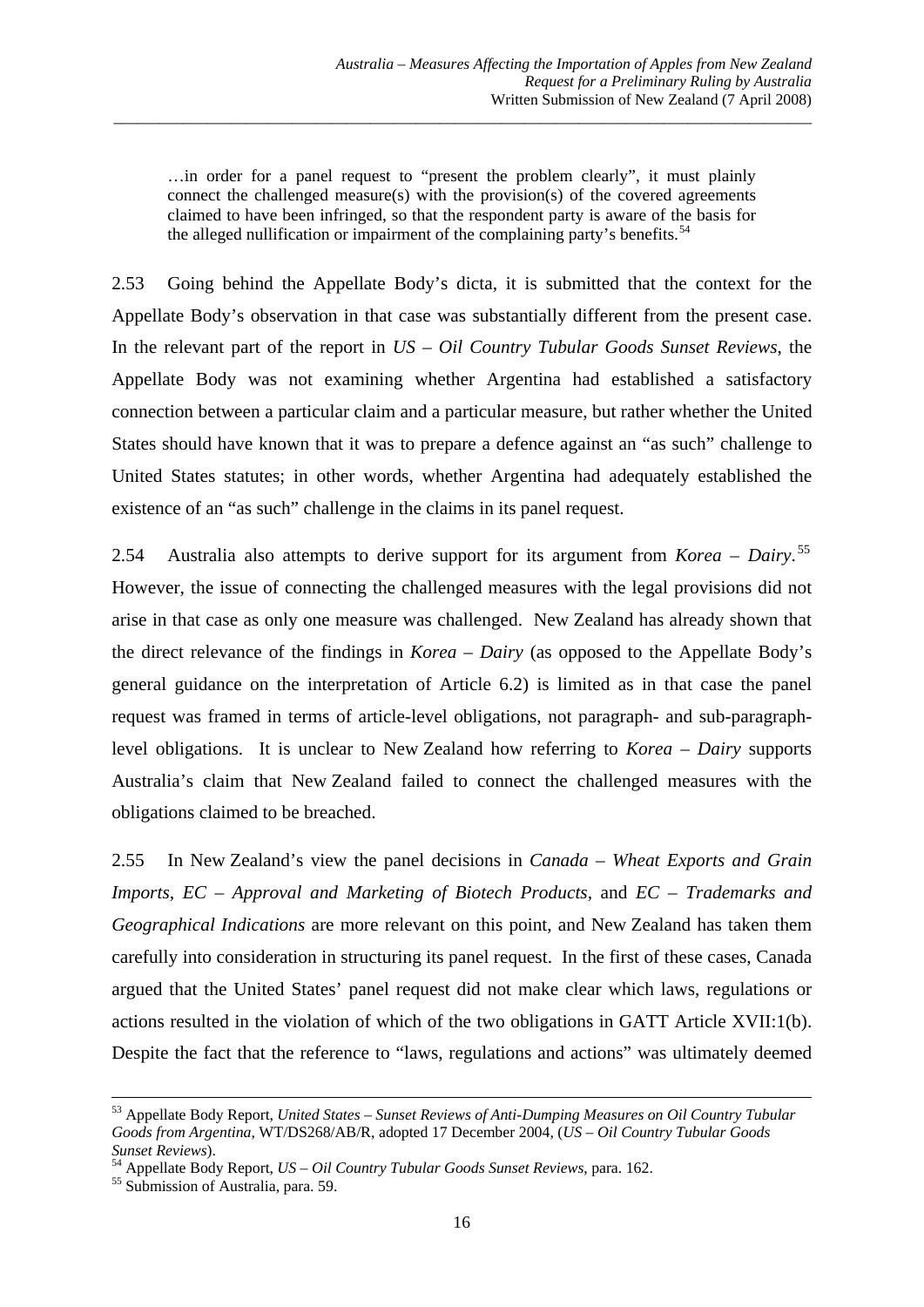> …in order for a panel request to "present the problem clearly", it must plainly connect the challenged measure(s) with the provision(s) of the covered agreements claimed to have been infringed, so that the respondent party is aware of the basis for the alleged nullification or impairment of the complaining party's benefits.[54]

2.53 Going behind the Appellate Body's dicta, it is submitted that the context for the Appellate Body's observation in that case was substantially different from the present case. In the relevant part of the report in *US – Oil Country Tubular Goods Sunset Reviews*, the Appellate Body was not examining whether Argentina had established a satisfactory connection between a particular claim and a particular measure, but rather whether the United States should have known that it was to prepare a defence against an "as such" challenge to United States statutes; in other words, whether Argentina had adequately established the existence of an "as such" challenge in the claims in its panel request.

2.54 Australia also attempts to derive support for its argument from *Korea – Dairy*.[55] However, the issue of connecting the challenged measures with the legal provisions did not arise in that case as only one measure was challenged. New Zealand has already shown that the direct relevance of the findings in *Korea – Dairy* (as opposed to the Appellate Body's general guidance on the interpretation of Article 6.2) is limited as in that case the panel request was framed in terms of article-level obligations, not paragraph- and sub-paragraph-level obligations. It is unclear to New Zealand how referring to *Korea – Dairy* supports Australia's claim that New Zealand failed to connect the challenged measures with the obligations claimed to be breached.

2.55 In New Zealand's view the panel decisions in *Canada – Wheat Exports and Grain Imports*, *EC – Approval and Marketing of Biotech Products*, and *EC – Trademarks and Geographical Indications* are more relevant on this point, and New Zealand has taken them carefully into consideration in structuring its panel request. In the first of these cases, Canada argued that the United States' panel request did not make clear which laws, regulations or actions resulted in the violation of which of the two obligations in GATT Article XVII:1(b). Despite the fact that the reference to "laws, regulations and actions" was ultimately deemed

---

[53] Appellate Body Report, *United States – Sunset Reviews of Anti-Dumping Measures on Oil Country Tubular Goods from Argentina*, WT/DS268/AB/R, adopted 17 December 2004, (*US – Oil Country Tubular Goods Sunset Reviews*).

[54] Appellate Body Report, *US – Oil Country Tubular Goods Sunset Reviews*, para. 162.

[55] Submission of Australia, para. 59.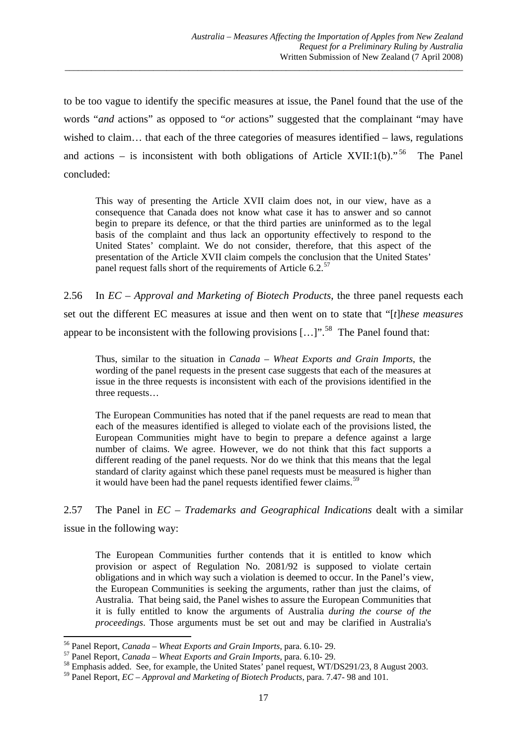to be too vague to identify the specific measures at issue, the Panel found that the use of the words "*and* actions" as opposed to "*or* actions" suggested that the complainant "may have wished to claim… that each of the three categories of measures identified – laws, regulations and actions – is inconsistent with both obligations of Article XVII:1(b)."[56] The Panel concluded:

> This way of presenting the Article XVII claim does not, in our view, have as a consequence that Canada does not know what case it has to answer and so cannot begin to prepare its defence, or that the third parties are uninformed as to the legal basis of the complaint and thus lack an opportunity effectively to respond to the United States' complaint. We do not consider, therefore, that this aspect of the presentation of the Article XVII claim compels the conclusion that the United States' panel request falls short of the requirements of Article 6.2.[57]

2.56 In *EC – Approval and Marketing of Biotech Products*, the three panel requests each set out the different EC measures at issue and then went on to state that "[*t*]*hese measures* appear to be inconsistent with the following provisions […]".[58] The Panel found that:

> Thus, similar to the situation in *Canada – Wheat Exports and Grain Imports*, the wording of the panel requests in the present case suggests that each of the measures at issue in the three requests is inconsistent with each of the provisions identified in the three requests…
>
> The European Communities has noted that if the panel requests are read to mean that each of the measures identified is alleged to violate each of the provisions listed, the European Communities might have to begin to prepare a defence against a large number of claims. We agree. However, we do not think that this fact supports a different reading of the panel requests. Nor do we think that this means that the legal standard of clarity against which these panel requests must be measured is higher than it would have been had the panel requests identified fewer claims.[59]

2.57 The Panel in *EC – Trademarks and Geographical Indications* dealt with a similar issue in the following way:

> The European Communities further contends that it is entitled to know which provision or aspect of Regulation No. 2081/92 is supposed to violate certain obligations and in which way such a violation is deemed to occur. In the Panel's view, the European Communities is seeking the arguments, rather than just the claims, of Australia. That being said, the Panel wishes to assure the European Communities that it is fully entitled to know the arguments of Australia *during the course of the proceedings*. Those arguments must be set out and may be clarified in Australia's

---

[56] Panel Report, *Canada – Wheat Exports and Grain Imports*, para. 6.10- 29.

[57] Panel Report, *Canada – Wheat Exports and Grain Imports*, para. 6.10- 29.

[58] Emphasis added. See, for example, the United States' panel request, WT/DS291/23, 8 August 2003.

[59] Panel Report, *EC – Approval and Marketing of Biotech Products*, para. 7.47- 98 and 101.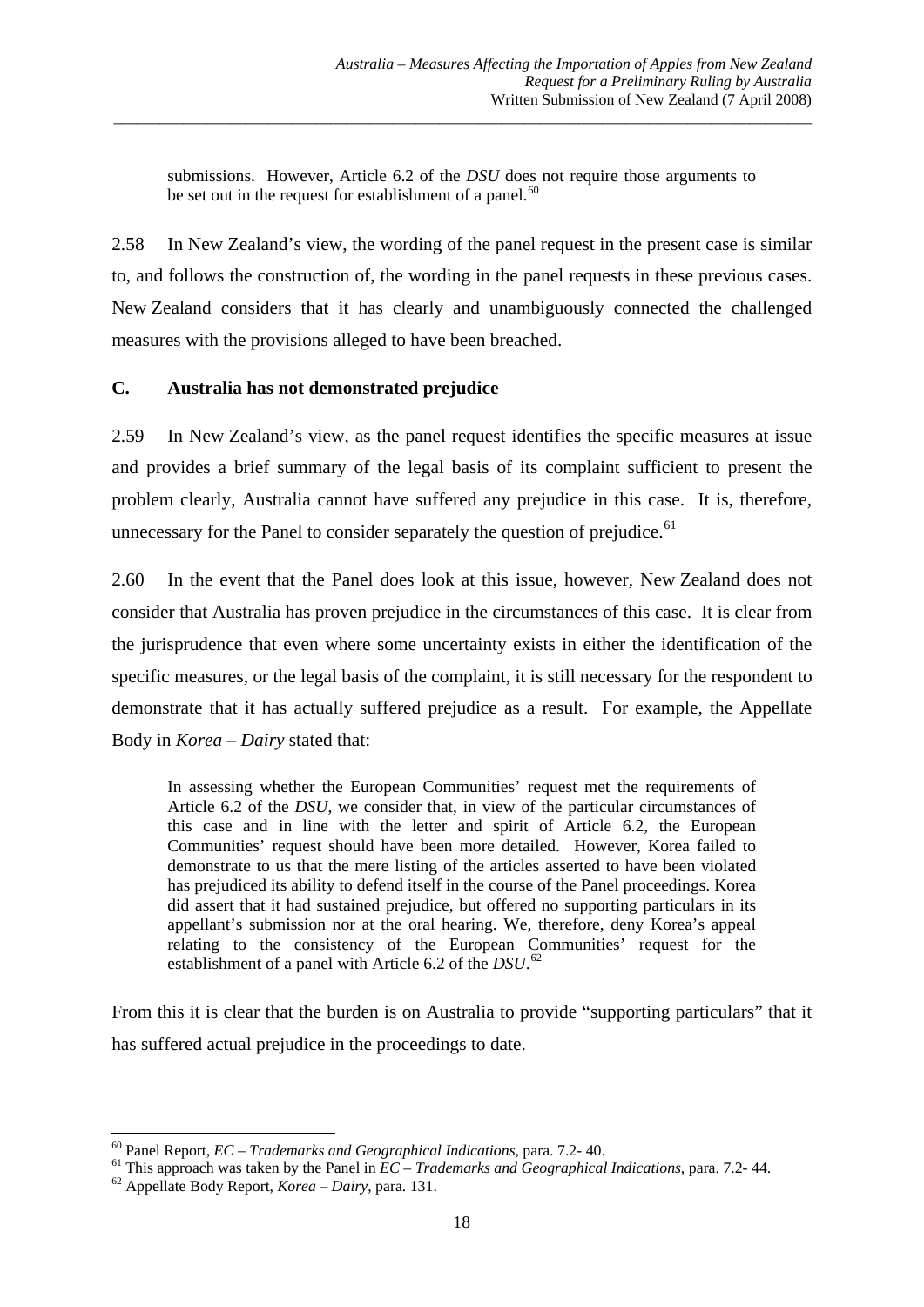> submissions. However, Article 6.2 of the *DSU* does not require those arguments to be set out in the request for establishment of a panel.[60]

2.58 In New Zealand's view, the wording of the panel request in the present case is similar to, and follows the construction of, the wording in the panel requests in these previous cases. New Zealand considers that it has clearly and unambiguously connected the challenged measures with the provisions alleged to have been breached.

### C. Australia has not demonstrated prejudice

2.59 In New Zealand's view, as the panel request identifies the specific measures at issue and provides a brief summary of the legal basis of its complaint sufficient to present the problem clearly, Australia cannot have suffered any prejudice in this case. It is, therefore, unnecessary for the Panel to consider separately the question of prejudice.[61]

2.60 In the event that the Panel does look at this issue, however, New Zealand does not consider that Australia has proven prejudice in the circumstances of this case. It is clear from the jurisprudence that even where some uncertainty exists in either the identification of the specific measures, or the legal basis of the complaint, it is still necessary for the respondent to demonstrate that it has actually suffered prejudice as a result. For example, the Appellate Body in *Korea – Dairy* stated that:

> In assessing whether the European Communities' request met the requirements of Article 6.2 of the *DSU*, we consider that, in view of the particular circumstances of this case and in line with the letter and spirit of Article 6.2, the European Communities' request should have been more detailed. However, Korea failed to demonstrate to us that the mere listing of the articles asserted to have been violated has prejudiced its ability to defend itself in the course of the Panel proceedings. Korea did assert that it had sustained prejudice, but offered no supporting particulars in its appellant's submission nor at the oral hearing. We, therefore, deny Korea's appeal relating to the consistency of the European Communities' request for the establishment of a panel with Article 6.2 of the *DSU*.[62]

From this it is clear that the burden is on Australia to provide "supporting particulars" that it has suffered actual prejudice in the proceedings to date.

---

[60] Panel Report, *EC – Trademarks and Geographical Indications*, para. 7.2- 40.

[61] This approach was taken by the Panel in *EC – Trademarks and Geographical Indications*, para. 7.2- 44.

[62] Appellate Body Report, *Korea – Dairy*, para. 131.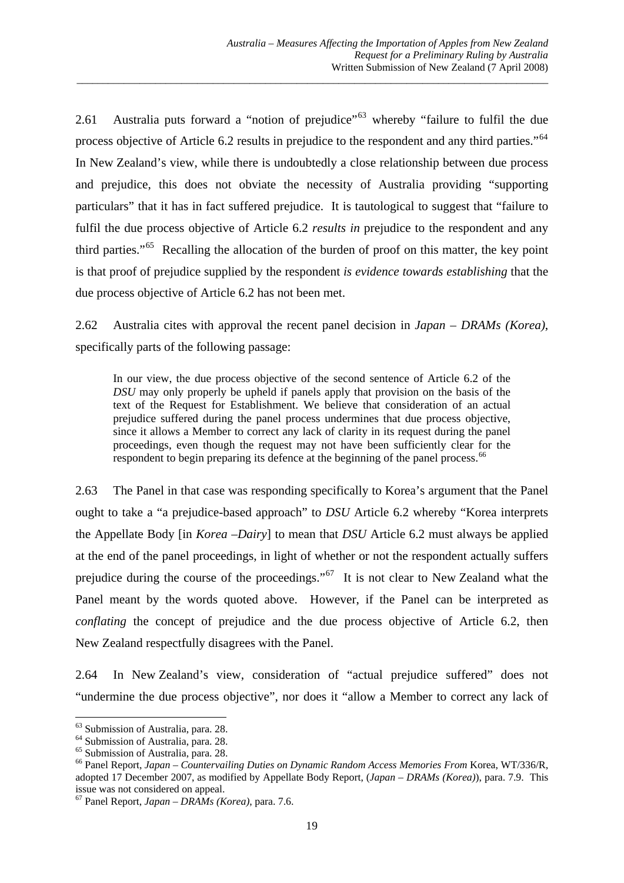2.61 Australia puts forward a "notion of prejudice"[63] whereby "failure to fulfil the due process objective of Article 6.2 results in prejudice to the respondent and any third parties."[64] In New Zealand's view, while there is undoubtedly a close relationship between due process and prejudice, this does not obviate the necessity of Australia providing "supporting particulars" that it has in fact suffered prejudice. It is tautological to suggest that "failure to fulfil the due process objective of Article 6.2 *results in* prejudice to the respondent and any third parties."[65] Recalling the allocation of the burden of proof on this matter, the key point is that proof of prejudice supplied by the respondent *is evidence towards establishing* that the due process objective of Article 6.2 has not been met.

2.62 Australia cites with approval the recent panel decision in *Japan – DRAMs (Korea)*, specifically parts of the following passage:

> In our view, the due process objective of the second sentence of Article 6.2 of the *DSU* may only properly be upheld if panels apply that provision on the basis of the text of the Request for Establishment. We believe that consideration of an actual prejudice suffered during the panel process undermines that due process objective, since it allows a Member to correct any lack of clarity in its request during the panel proceedings, even though the request may not have been sufficiently clear for the respondent to begin preparing its defence at the beginning of the panel process.[66]

2.63 The Panel in that case was responding specifically to Korea's argument that the Panel ought to take a "a prejudice-based approach" to *DSU* Article 6.2 whereby "Korea interprets the Appellate Body [in *Korea –Dairy*] to mean that *DSU* Article 6.2 must always be applied at the end of the panel proceedings, in light of whether or not the respondent actually suffers prejudice during the course of the proceedings."[67] It is not clear to New Zealand what the Panel meant by the words quoted above. However, if the Panel can be interpreted as *conflating* the concept of prejudice and the due process objective of Article 6.2, then New Zealand respectfully disagrees with the Panel.

2.64 In New Zealand's view, consideration of "actual prejudice suffered" does not "undermine the due process objective", nor does it "allow a Member to correct any lack of

---

[63] Submission of Australia, para. 28.

[64] Submission of Australia, para. 28.

[65] Submission of Australia, para. 28.

[66] Panel Report, *Japan – Countervailing Duties on Dynamic Random Access Memories From* Korea, WT/336/R, adopted 17 December 2007, as modified by Appellate Body Report, (*Japan – DRAMs (Korea)*), para. 7.9. This issue was not considered on appeal.

[67] Panel Report, *Japan – DRAMs (Korea)*, para. 7.6.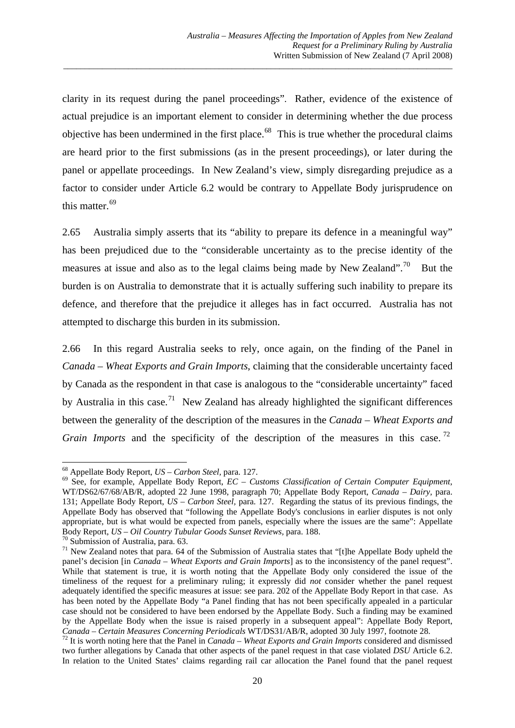clarity in its request during the panel proceedings". Rather, evidence of the existence of actual prejudice is an important element to consider in determining whether the due process objective has been undermined in the first place.[68] This is true whether the procedural claims are heard prior to the first submissions (as in the present proceedings), or later during the panel or appellate proceedings. In New Zealand's view, simply disregarding prejudice as a factor to consider under Article 6.2 would be contrary to Appellate Body jurisprudence on this matter.[69]

2.65 Australia simply asserts that its "ability to prepare its defence in a meaningful way" has been prejudiced due to the "considerable uncertainty as to the precise identity of the measures at issue and also as to the legal claims being made by New Zealand".[70] But the burden is on Australia to demonstrate that it is actually suffering such inability to prepare its defence, and therefore that the prejudice it alleges has in fact occurred. Australia has not attempted to discharge this burden in its submission.

2.66 In this regard Australia seeks to rely, once again, on the finding of the Panel in *Canada – Wheat Exports and Grain Imports*, claiming that the considerable uncertainty faced by Canada as the respondent in that case is analogous to the "considerable uncertainty" faced by Australia in this case.[71] New Zealand has already highlighted the significant differences between the generality of the description of the measures in the *Canada – Wheat Exports and Grain Imports* and the specificity of the description of the measures in this case.[72]

---

[68] Appellate Body Report, *US – Carbon Steel*, para. 127.

[69] See, for example, Appellate Body Report, *EC – Customs Classification of Certain Computer Equipment*, WT/DS62/67/68/AB/R, adopted 22 June 1998, paragraph 70; Appellate Body Report, *Canada – Dairy*, para. 131; Appellate Body Report, *US – Carbon Steel*, para. 127. Regarding the status of its previous findings, the Appellate Body has observed that "following the Appellate Body's conclusions in earlier disputes is not only appropriate, but is what would be expected from panels, especially where the issues are the same": Appellate Body Report, *US – Oil Country Tubular Goods Sunset Reviews*, para. 188.

[70] Submission of Australia, para. 63.

[71] New Zealand notes that para. 64 of the Submission of Australia states that "[t]he Appellate Body upheld the panel's decision [in *Canada – Wheat Exports and Grain Imports*] as to the inconsistency of the panel request". While that statement is true, it is worth noting that the Appellate Body only considered the issue of the timeliness of the request for a preliminary ruling; it expressly did *not* consider whether the panel request adequately identified the specific measures at issue: see para. 202 of the Appellate Body Report in that case. As has been noted by the Appellate Body "a Panel finding that has not been specifically appealed in a particular case should not be considered to have been endorsed by the Appellate Body. Such a finding may be examined by the Appellate Body when the issue is raised properly in a subsequent appeal": Appellate Body Report, *Canada – Certain Measures Concerning Periodicals* WT/DS31/AB/R, adopted 30 July 1997, footnote 28.

[72] It is worth noting here that the Panel in *Canada – Wheat Exports and Grain Imports* considered and dismissed two further allegations by Canada that other aspects of the panel request in that case violated *DSU* Article 6.2. In relation to the United States' claims regarding rail car allocation the Panel found that the panel request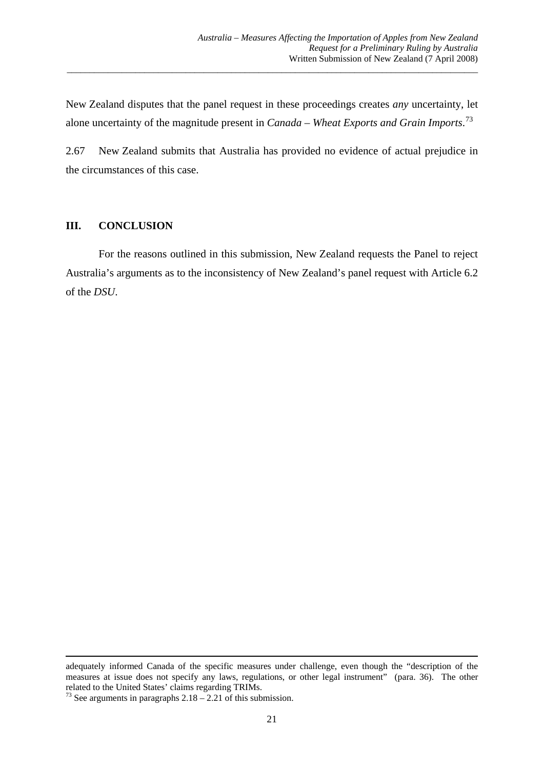New Zealand disputes that the panel request in these proceedings creates *any* uncertainty, let alone uncertainty of the magnitude present in *Canada – Wheat Exports and Grain Imports*.[73]

2.67 New Zealand submits that Australia has provided no evidence of actual prejudice in the circumstances of this case.

## III. CONCLUSION

For the reasons outlined in this submission, New Zealand requests the Panel to reject Australia's arguments as to the inconsistency of New Zealand's panel request with Article 6.2 of the *DSU*.

---

adequately informed Canada of the specific measures under challenge, even though the "description of the measures at issue does not specify any laws, regulations, or other legal instrument" (para. 36). The other related to the United States' claims regarding TRIMs.

[73] See arguments in paragraphs 2.18 – 2.21 of this submission.